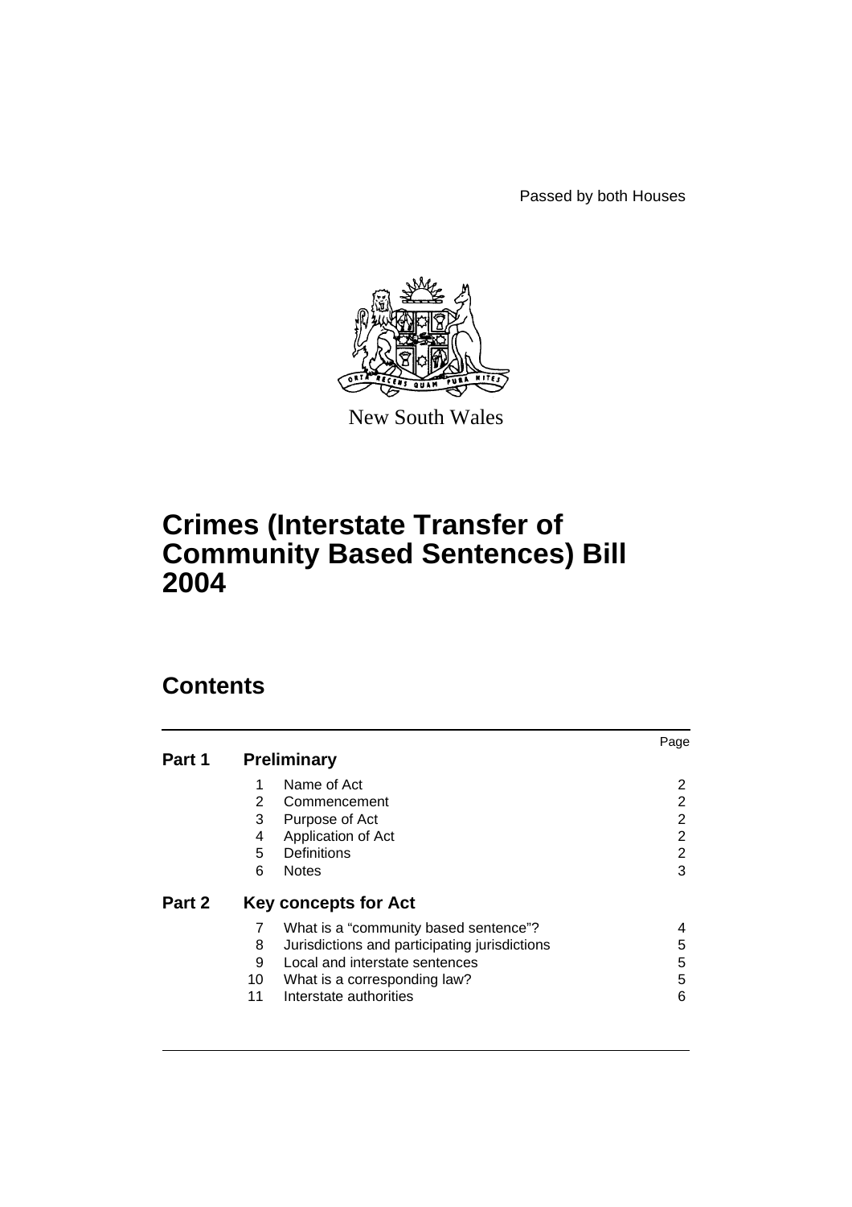Passed by both Houses

New South Wales

# Crimes (Interstate Transfer of Community Based Sentences) Bill 2004

## Contents

| | | | Page |
|---|---|---|---|
| **Part 1** | **Preliminary** | | |
| | 1 | Name of Act | 2 |
| | 2 | Commencement | 2 |
| | 3 | Purpose of Act | 2 |
| | 4 | Application of Act | 2 |
| | 5 | Definitions | 2 |
| | 6 | Notes | 3 |
| **Part 2** | **Key concepts for Act** | | |
| | 7 | What is a "community based sentence"? | 4 |
| | 8 | Jurisdictions and participating jurisdictions | 5 |
| | 9 | Local and interstate sentences | 5 |
| | 10 | What is a corresponding law? | 5 |
| | 11 | Interstate authorities | 6 |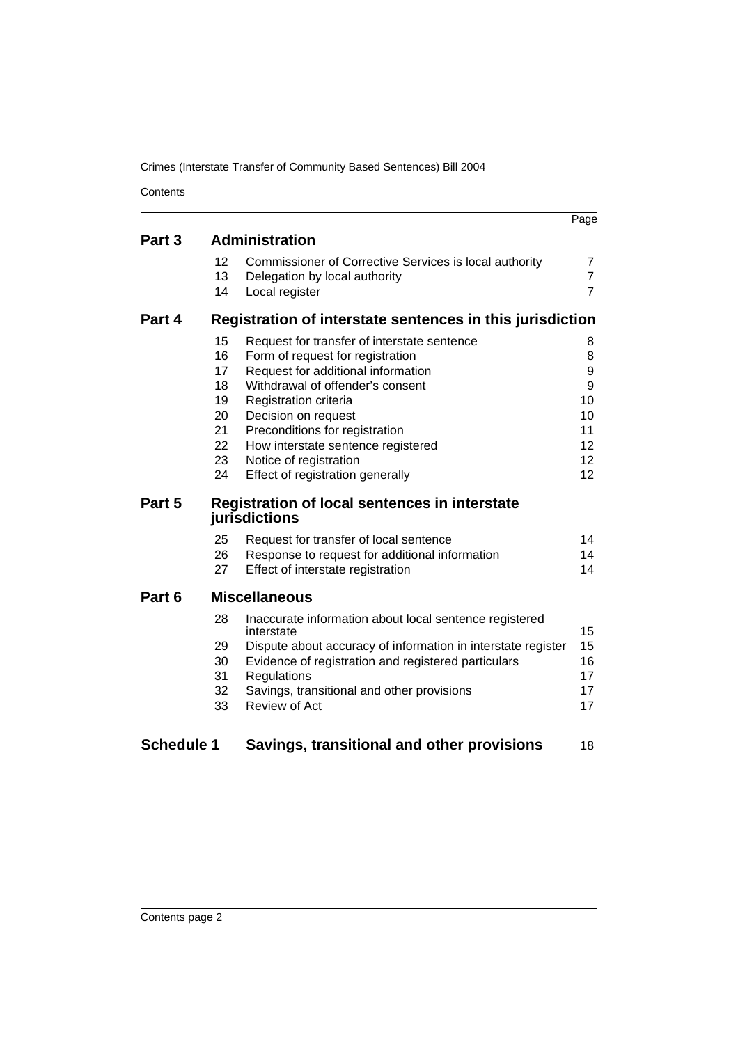| | | | Page |
|---|---|---|---|
| **Part 3** | **Administration** | | |
| | 12 | Commissioner of Corrective Services is local authority | 7 |
| | 13 | Delegation by local authority | 7 |
| | 14 | Local register | 7 |
| **Part 4** | **Registration of interstate sentences in this jurisdiction** | | |
| | 15 | Request for transfer of interstate sentence | 8 |
| | 16 | Form of request for registration | 8 |
| | 17 | Request for additional information | 9 |
| | 18 | Withdrawal of offender's consent | 9 |
| | 19 | Registration criteria | 10 |
| | 20 | Decision on request | 10 |
| | 21 | Preconditions for registration | 11 |
| | 22 | How interstate sentence registered | 12 |
| | 23 | Notice of registration | 12 |
| | 24 | Effect of registration generally | 12 |
| **Part 5** | **Registration of local sentences in interstate jurisdictions** | | |
| | 25 | Request for transfer of local sentence | 14 |
| | 26 | Response to request for additional information | 14 |
| | 27 | Effect of interstate registration | 14 |
| **Part 6** | **Miscellaneous** | | |
| | 28 | Inaccurate information about local sentence registered interstate | 15 |
| | 29 | Dispute about accuracy of information in interstate register | 15 |
| | 30 | Evidence of registration and registered particulars | 16 |
| | 31 | Regulations | 17 |
| | 32 | Savings, transitional and other provisions | 17 |
| | 33 | Review of Act | 17 |
| **Schedule 1** | **Savings, transitional and other provisions** | | 18 |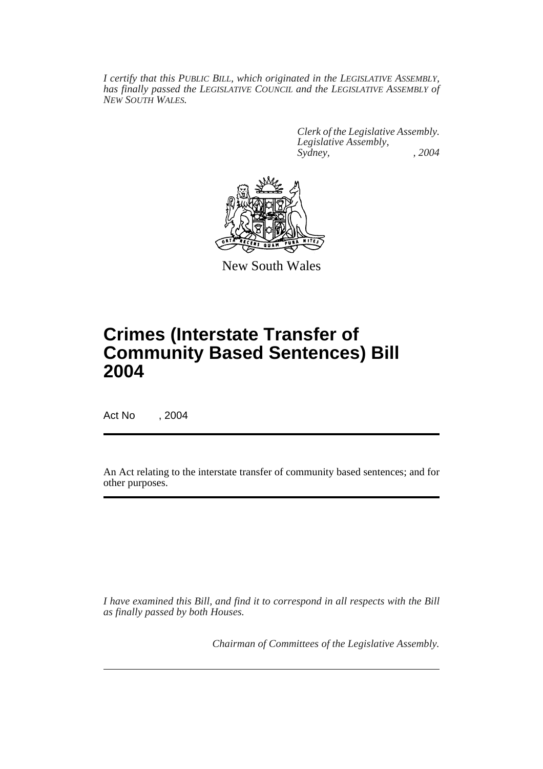*I certify that this PUBLIC BILL, which originated in the LEGISLATIVE ASSEMBLY, has finally passed the LEGISLATIVE COUNCIL and the LEGISLATIVE ASSEMBLY of NEW SOUTH WALES.*

*Clerk of the Legislative Assembly.*
*Legislative Assembly,*
*Sydney, , 2004*

New South Wales

# Crimes (Interstate Transfer of Community Based Sentences) Bill 2004

Act No , 2004

An Act relating to the interstate transfer of community based sentences; and for other purposes.

*I have examined this Bill, and find it to correspond in all respects with the Bill as finally passed by both Houses.*

*Chairman of Committees of the Legislative Assembly.*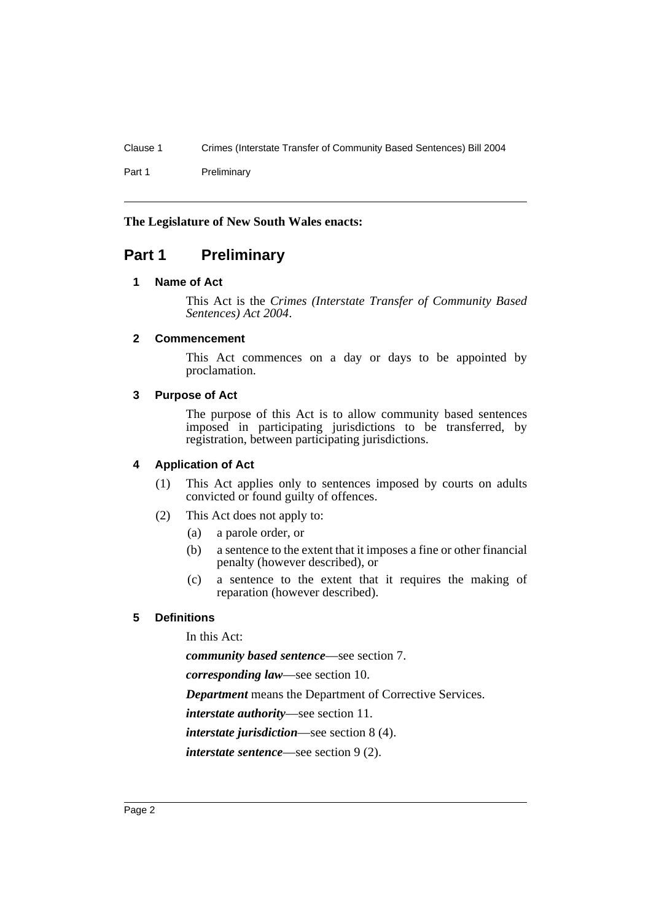**The Legislature of New South Wales enacts:**

# Part 1 Preliminary

## 1 Name of Act

This Act is the *Crimes (Interstate Transfer of Community Based Sentences) Act 2004*.

## 2 Commencement

This Act commences on a day or days to be appointed by proclamation.

## 3 Purpose of Act

The purpose of this Act is to allow community based sentences imposed in participating jurisdictions to be transferred, by registration, between participating jurisdictions.

## 4 Application of Act

(1) This Act applies only to sentences imposed by courts on adults convicted or found guilty of offences.

(2) This Act does not apply to:

- (a) a parole order, or
- (b) a sentence to the extent that it imposes a fine or other financial penalty (however described), or
- (c) a sentence to the extent that it requires the making of reparation (however described).

## 5 Definitions

In this Act:

***community based sentence***—see section 7.

***corresponding law***—see section 10.

***Department*** means the Department of Corrective Services.

***interstate authority***—see section 11.

***interstate jurisdiction***—see section 8 (4).

***interstate sentence***—see section 9 (2).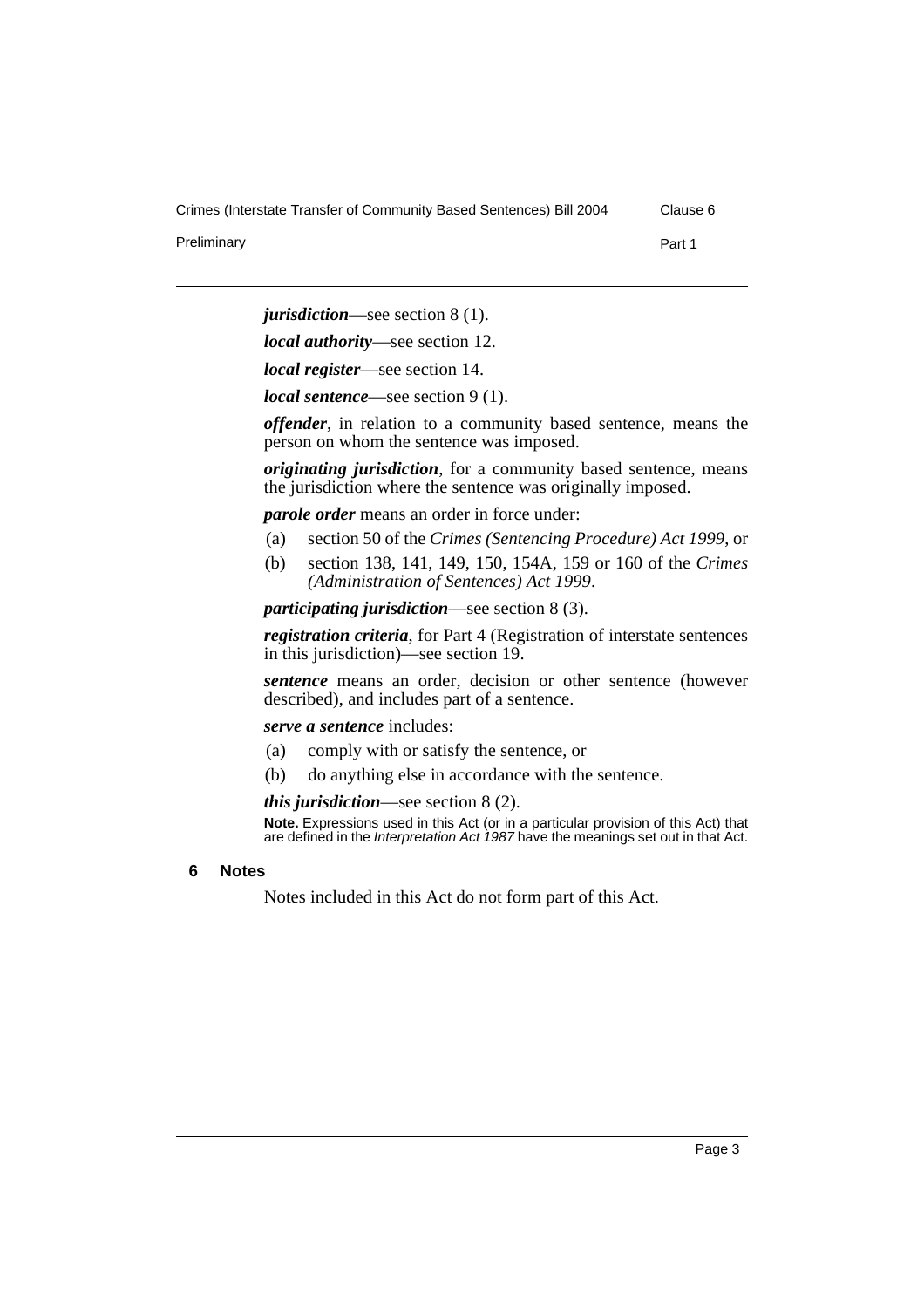***jurisdiction***—see section 8 (1).

***local authority***—see section 12.

***local register***—see section 14.

***local sentence***—see section 9 (1).

***offender***, in relation to a community based sentence, means the person on whom the sentence was imposed.

***originating jurisdiction***, for a community based sentence, means the jurisdiction where the sentence was originally imposed.

***parole order*** means an order in force under:

(a) section 50 of the *Crimes (Sentencing Procedure) Act 1999*, or

(b) section 138, 141, 149, 150, 154A, 159 or 160 of the *Crimes (Administration of Sentences) Act 1999*.

***participating jurisdiction***—see section 8 (3).

***registration criteria***, for Part 4 (Registration of interstate sentences in this jurisdiction)—see section 19.

***sentence*** means an order, decision or other sentence (however described), and includes part of a sentence.

***serve a sentence*** includes:

(a) comply with or satisfy the sentence, or

(b) do anything else in accordance with the sentence.

***this jurisdiction***—see section 8 (2).

**Note.** Expressions used in this Act (or in a particular provision of this Act) that are defined in the *Interpretation Act 1987* have the meanings set out in that Act.

### 6 Notes

Notes included in this Act do not form part of this Act.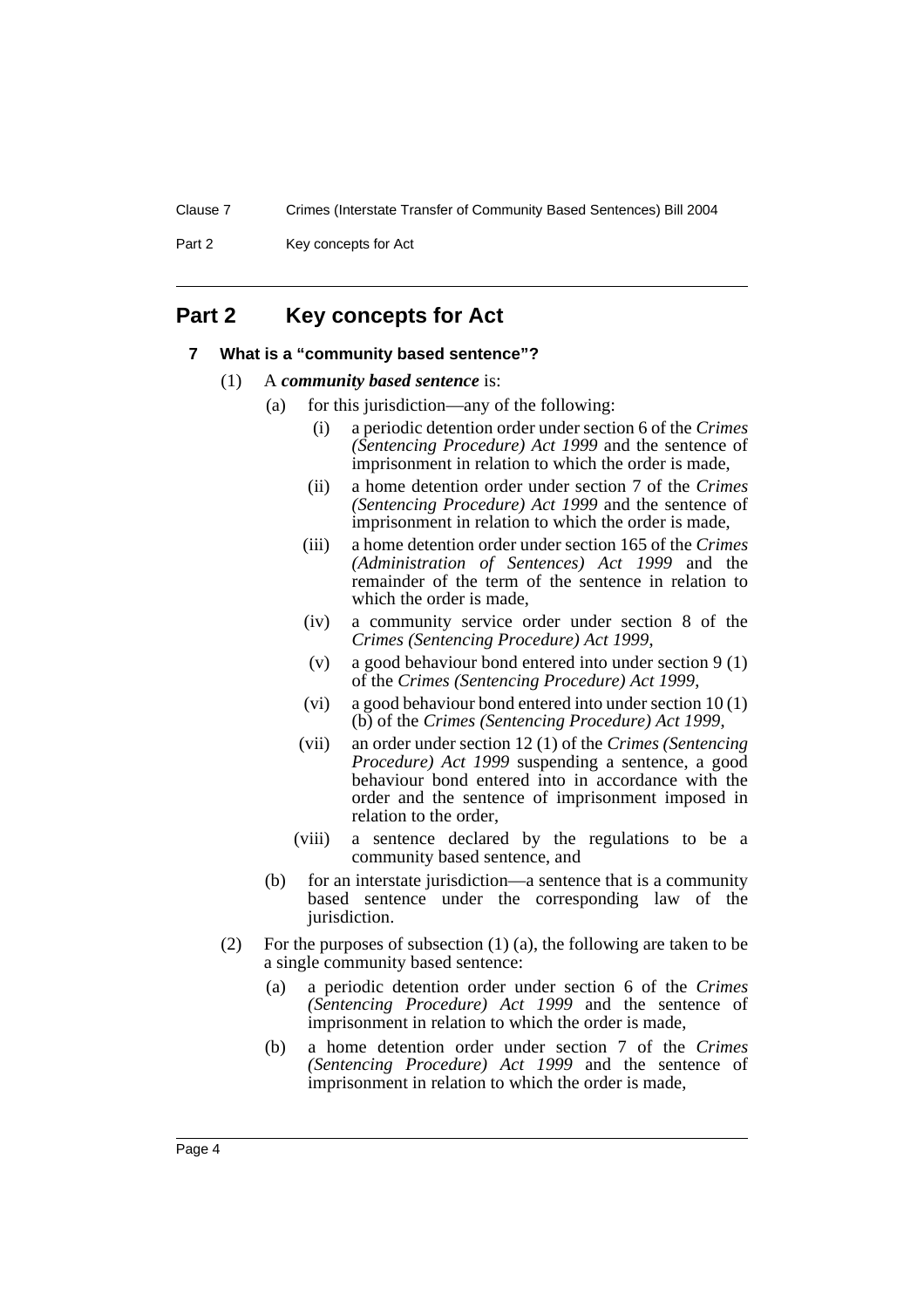## Part 2 Key concepts for Act

### 7 What is a "community based sentence"?

(1) A ***community based sentence*** is:

(a) for this jurisdiction—any of the following:

(i) a periodic detention order under section 6 of the *Crimes (Sentencing Procedure) Act 1999* and the sentence of imprisonment in relation to which the order is made,

(ii) a home detention order under section 7 of the *Crimes (Sentencing Procedure) Act 1999* and the sentence of imprisonment in relation to which the order is made,

(iii) a home detention order under section 165 of the *Crimes (Administration of Sentences) Act 1999* and the remainder of the term of the sentence in relation to which the order is made,

(iv) a community service order under section 8 of the *Crimes (Sentencing Procedure) Act 1999*,

(v) a good behaviour bond entered into under section 9 (1) of the *Crimes (Sentencing Procedure) Act 1999*,

(vi) a good behaviour bond entered into under section 10 (1) (b) of the *Crimes (Sentencing Procedure) Act 1999*,

(vii) an order under section 12 (1) of the *Crimes (Sentencing Procedure) Act 1999* suspending a sentence, a good behaviour bond entered into in accordance with the order and the sentence of imprisonment imposed in relation to the order,

(viii) a sentence declared by the regulations to be a community based sentence, and

(b) for an interstate jurisdiction—a sentence that is a community based sentence under the corresponding law of the jurisdiction.

(2) For the purposes of subsection (1) (a), the following are taken to be a single community based sentence:

(a) a periodic detention order under section 6 of the *Crimes (Sentencing Procedure) Act 1999* and the sentence of imprisonment in relation to which the order is made,

(b) a home detention order under section 7 of the *Crimes (Sentencing Procedure) Act 1999* and the sentence of imprisonment in relation to which the order is made,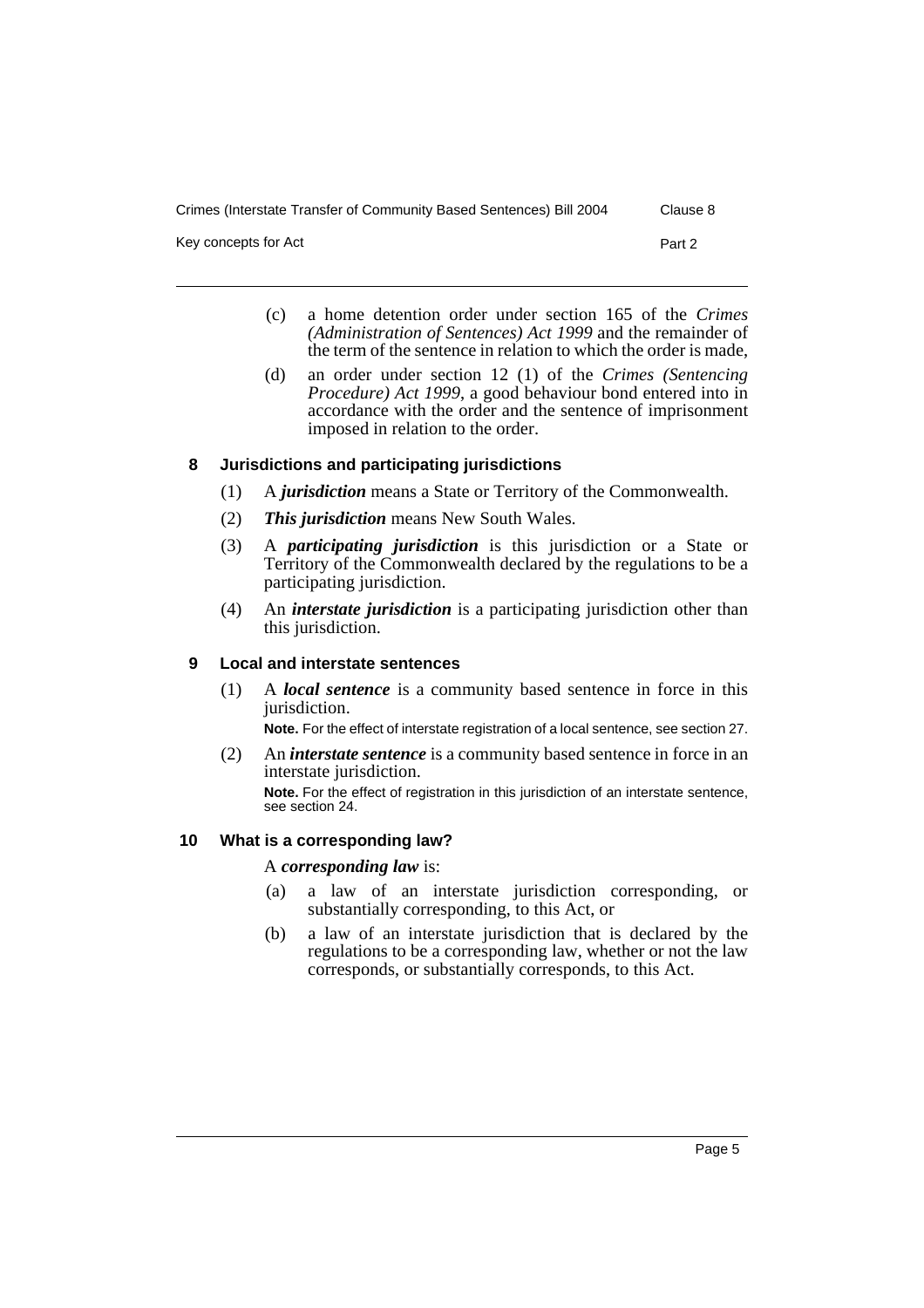(c) a home detention order under section 165 of the *Crimes (Administration of Sentences) Act 1999* and the remainder of the term of the sentence in relation to which the order is made,

(d) an order under section 12 (1) of the *Crimes (Sentencing Procedure) Act 1999*, a good behaviour bond entered into in accordance with the order and the sentence of imprisonment imposed in relation to the order.

### 8 Jurisdictions and participating jurisdictions

(1) A ***jurisdiction*** means a State or Territory of the Commonwealth.

(2) ***This jurisdiction*** means New South Wales.

(3) A ***participating jurisdiction*** is this jurisdiction or a State or Territory of the Commonwealth declared by the regulations to be a participating jurisdiction.

(4) An ***interstate jurisdiction*** is a participating jurisdiction other than this jurisdiction.

### 9 Local and interstate sentences

(1) A ***local sentence*** is a community based sentence in force in this jurisdiction.

**Note.** For the effect of interstate registration of a local sentence, see section 27.

(2) An ***interstate sentence*** is a community based sentence in force in an interstate jurisdiction.

**Note.** For the effect of registration in this jurisdiction of an interstate sentence, see section 24.

### 10 What is a corresponding law?

A ***corresponding law*** is:

(a) a law of an interstate jurisdiction corresponding, or substantially corresponding, to this Act, or

(b) a law of an interstate jurisdiction that is declared by the regulations to be a corresponding law, whether or not the law corresponds, or substantially corresponds, to this Act.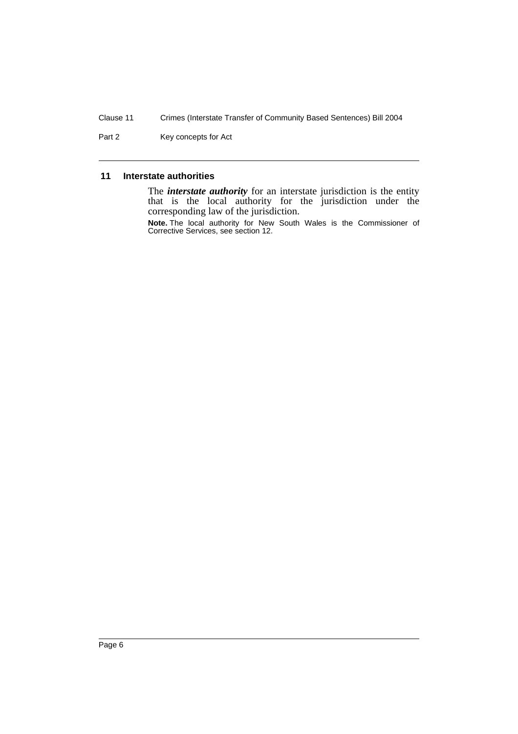## 11 Interstate authorities

The ***interstate authority*** for an interstate jurisdiction is the entity that is the local authority for the jurisdiction under the corresponding law of the jurisdiction.

**Note.** The local authority for New South Wales is the Commissioner of Corrective Services, see section 12.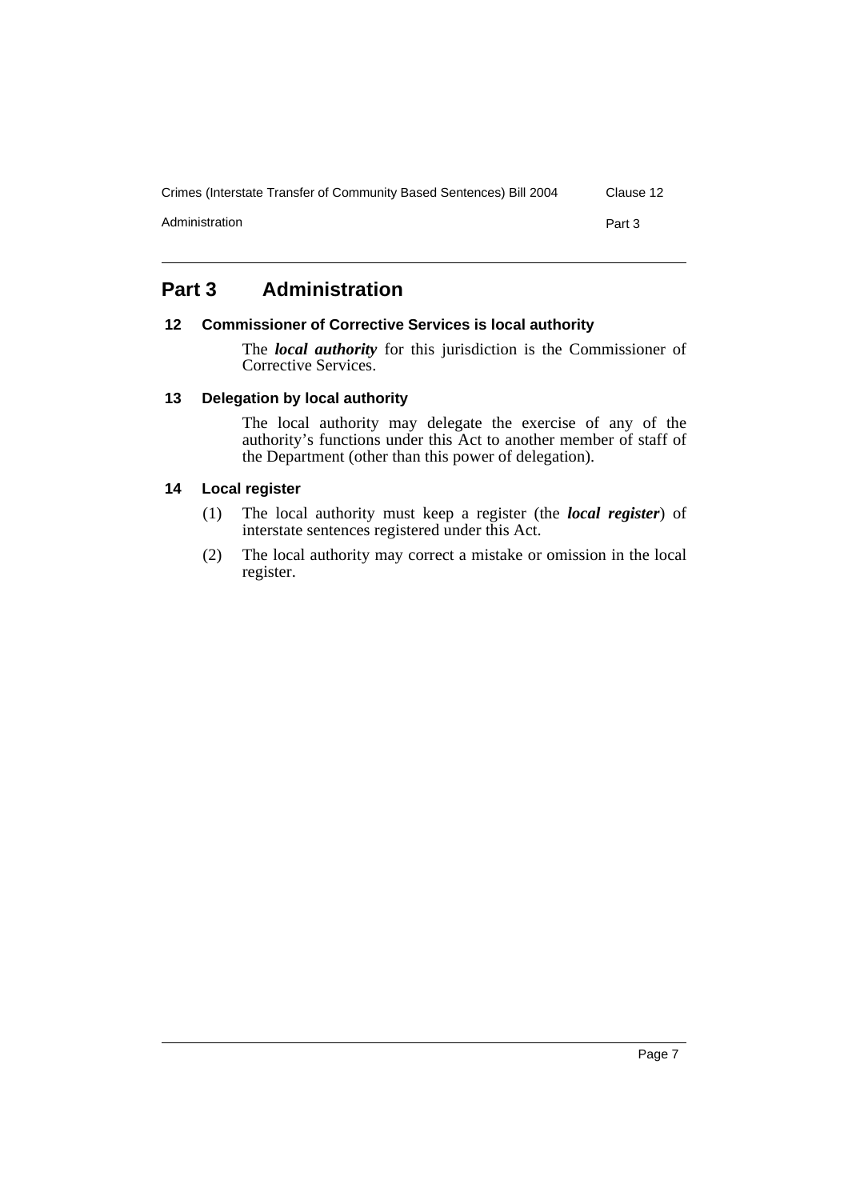# Part 3 Administration

### 12 Commissioner of Corrective Services is local authority

The ***local authority*** for this jurisdiction is the Commissioner of Corrective Services.

### 13 Delegation by local authority

The local authority may delegate the exercise of any of the authority's functions under this Act to another member of staff of the Department (other than this power of delegation).

### 14 Local register

(1) The local authority must keep a register (the ***local register***) of interstate sentences registered under this Act.

(2) The local authority may correct a mistake or omission in the local register.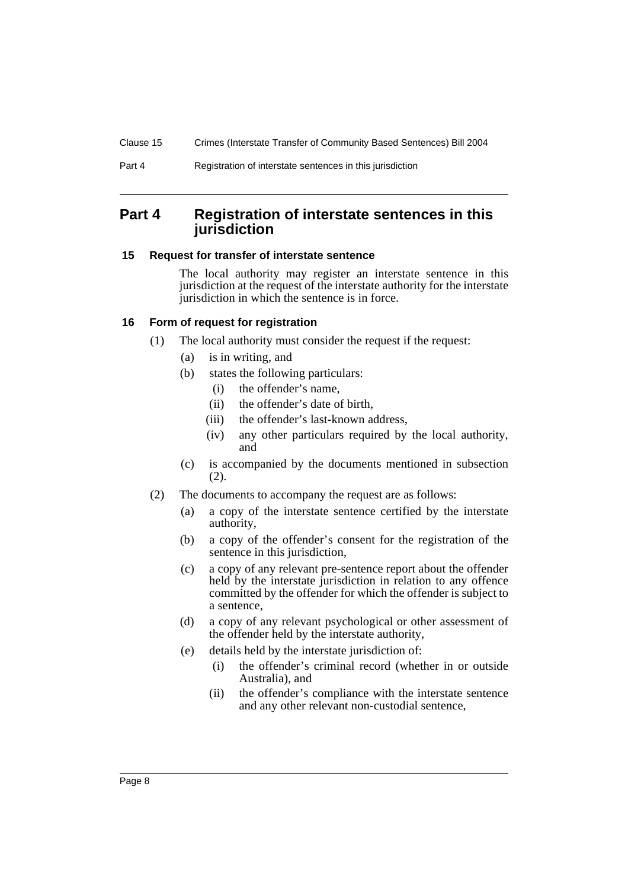# Part 4 Registration of interstate sentences in this jurisdiction

## 15 Request for transfer of interstate sentence

The local authority may register an interstate sentence in this jurisdiction at the request of the interstate authority for the interstate jurisdiction in which the sentence is in force.

## 16 Form of request for registration

(1) The local authority must consider the request if the request:

- (a) is in writing, and
- (b) states the following particulars:
  - (i) the offender's name,
  - (ii) the offender's date of birth,
  - (iii) the offender's last-known address,
  - (iv) any other particulars required by the local authority, and
- (c) is accompanied by the documents mentioned in subsection (2).

(2) The documents to accompany the request are as follows:

- (a) a copy of the interstate sentence certified by the interstate authority,
- (b) a copy of the offender's consent for the registration of the sentence in this jurisdiction,
- (c) a copy of any relevant pre-sentence report about the offender held by the interstate jurisdiction in relation to any offence committed by the offender for which the offender is subject to a sentence,
- (d) a copy of any relevant psychological or other assessment of the offender held by the interstate authority,
- (e) details held by the interstate jurisdiction of:
  - (i) the offender's criminal record (whether in or outside Australia), and
  - (ii) the offender's compliance with the interstate sentence and any other relevant non-custodial sentence,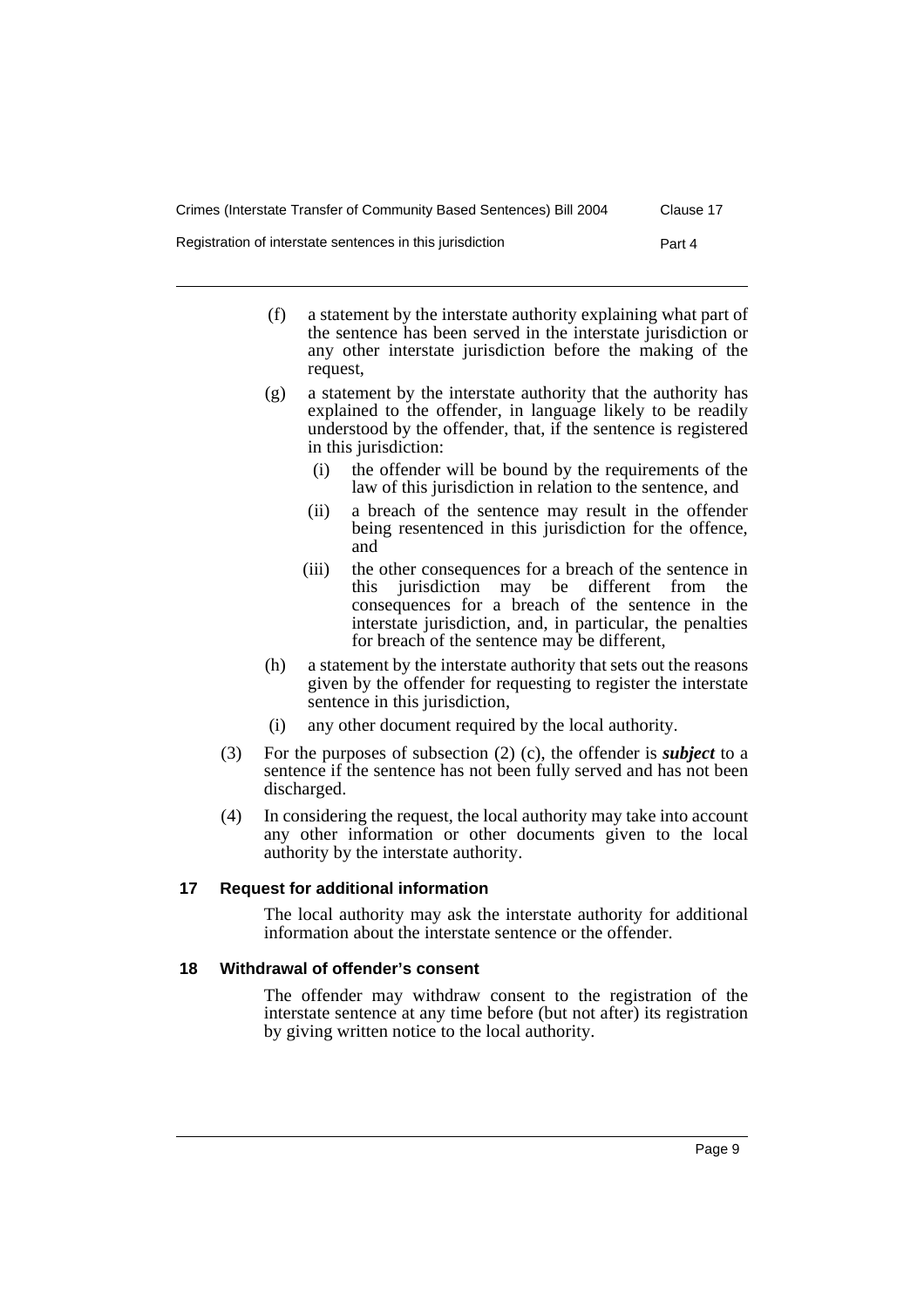(f) a statement by the interstate authority explaining what part of the sentence has been served in the interstate jurisdiction or any other interstate jurisdiction before the making of the request,

(g) a statement by the interstate authority that the authority has explained to the offender, in language likely to be readily understood by the offender, that, if the sentence is registered in this jurisdiction:

   (i) the offender will be bound by the requirements of the law of this jurisdiction in relation to the sentence, and

   (ii) a breach of the sentence may result in the offender being resentenced in this jurisdiction for the offence, and

   (iii) the other consequences for a breach of the sentence in this jurisdiction may be different from the consequences for a breach of the sentence in the interstate jurisdiction, and, in particular, the penalties for breach of the sentence may be different,

(h) a statement by the interstate authority that sets out the reasons given by the offender for requesting to register the interstate sentence in this jurisdiction,

(i) any other document required by the local authority.

(3) For the purposes of subsection (2) (c), the offender is ***subject*** to a sentence if the sentence has not been fully served and has not been discharged.

(4) In considering the request, the local authority may take into account any other information or other documents given to the local authority by the interstate authority.

### 17 Request for additional information

The local authority may ask the interstate authority for additional information about the interstate sentence or the offender.

### 18 Withdrawal of offender's consent

The offender may withdraw consent to the registration of the interstate sentence at any time before (but not after) its registration by giving written notice to the local authority.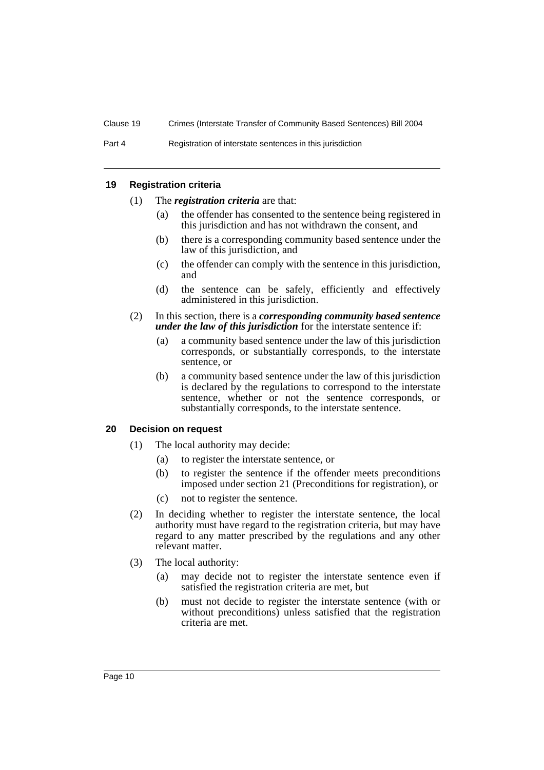### 19 Registration criteria

(1) The ***registration criteria*** are that:

(a) the offender has consented to the sentence being registered in this jurisdiction and has not withdrawn the consent, and

(b) there is a corresponding community based sentence under the law of this jurisdiction, and

(c) the offender can comply with the sentence in this jurisdiction, and

(d) the sentence can be safely, efficiently and effectively administered in this jurisdiction.

(2) In this section, there is a ***corresponding community based sentence under the law of this jurisdiction*** for the interstate sentence if:

(a) a community based sentence under the law of this jurisdiction corresponds, or substantially corresponds, to the interstate sentence, or

(b) a community based sentence under the law of this jurisdiction is declared by the regulations to correspond to the interstate sentence, whether or not the sentence corresponds, or substantially corresponds, to the interstate sentence.

### 20 Decision on request

(1) The local authority may decide:

(a) to register the interstate sentence, or

(b) to register the sentence if the offender meets preconditions imposed under section 21 (Preconditions for registration), or

(c) not to register the sentence.

(2) In deciding whether to register the interstate sentence, the local authority must have regard to the registration criteria, but may have regard to any matter prescribed by the regulations and any other relevant matter.

(3) The local authority:

(a) may decide not to register the interstate sentence even if satisfied the registration criteria are met, but

(b) must not decide to register the interstate sentence (with or without preconditions) unless satisfied that the registration criteria are met.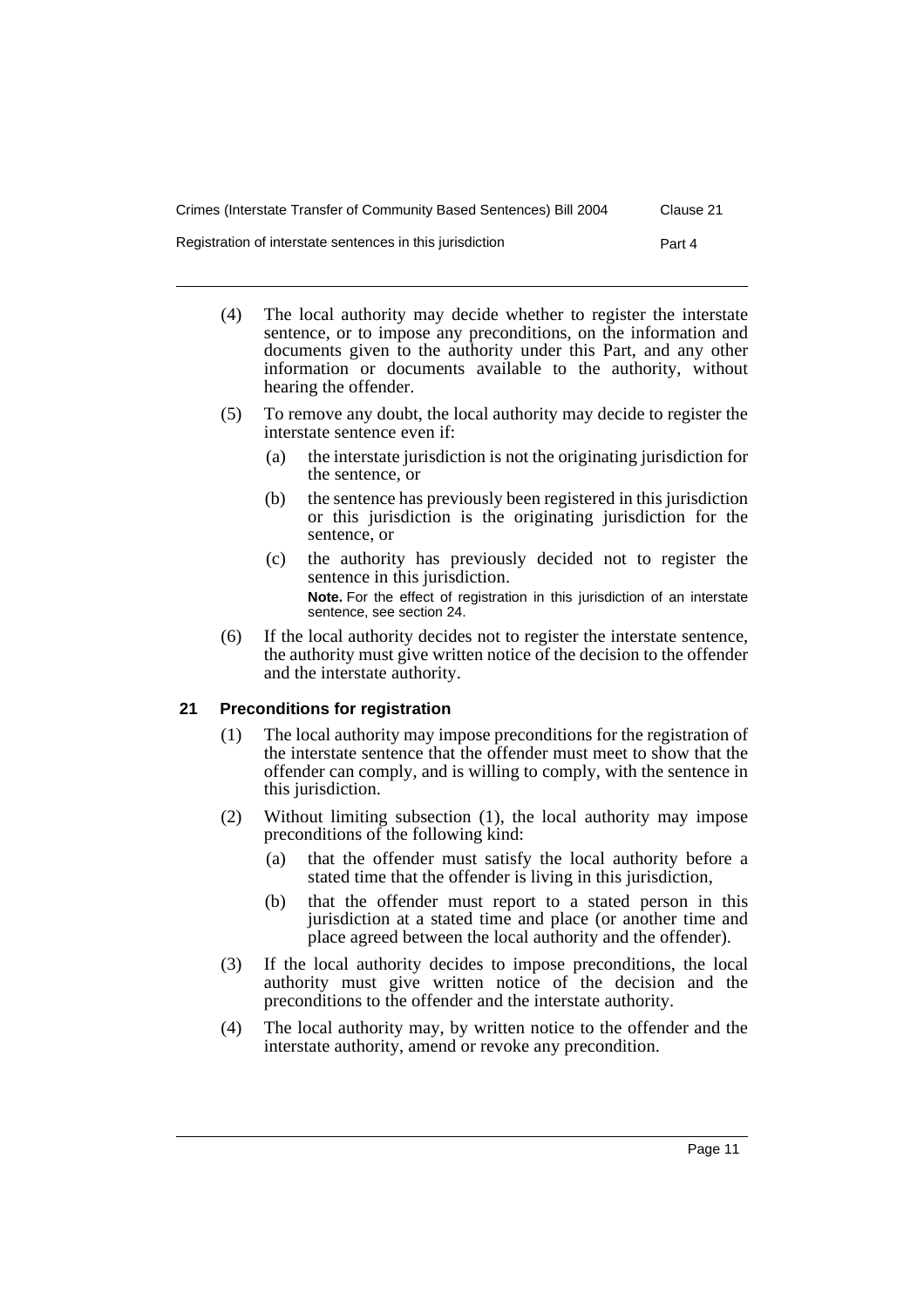(4) The local authority may decide whether to register the interstate sentence, or to impose any preconditions, on the information and documents given to the authority under this Part, and any other information or documents available to the authority, without hearing the offender.

(5) To remove any doubt, the local authority may decide to register the interstate sentence even if:

   (a) the interstate jurisdiction is not the originating jurisdiction for the sentence, or

   (b) the sentence has previously been registered in this jurisdiction or this jurisdiction is the originating jurisdiction for the sentence, or

   (c) the authority has previously decided not to register the sentence in this jurisdiction.

   **Note.** For the effect of registration in this jurisdiction of an interstate sentence, see section 24.

(6) If the local authority decides not to register the interstate sentence, the authority must give written notice of the decision to the offender and the interstate authority.

### 21 Preconditions for registration

(1) The local authority may impose preconditions for the registration of the interstate sentence that the offender must meet to show that the offender can comply, and is willing to comply, with the sentence in this jurisdiction.

(2) Without limiting subsection (1), the local authority may impose preconditions of the following kind:

   (a) that the offender must satisfy the local authority before a stated time that the offender is living in this jurisdiction,

   (b) that the offender must report to a stated person in this jurisdiction at a stated time and place (or another time and place agreed between the local authority and the offender).

(3) If the local authority decides to impose preconditions, the local authority must give written notice of the decision and the preconditions to the offender and the interstate authority.

(4) The local authority may, by written notice to the offender and the interstate authority, amend or revoke any precondition.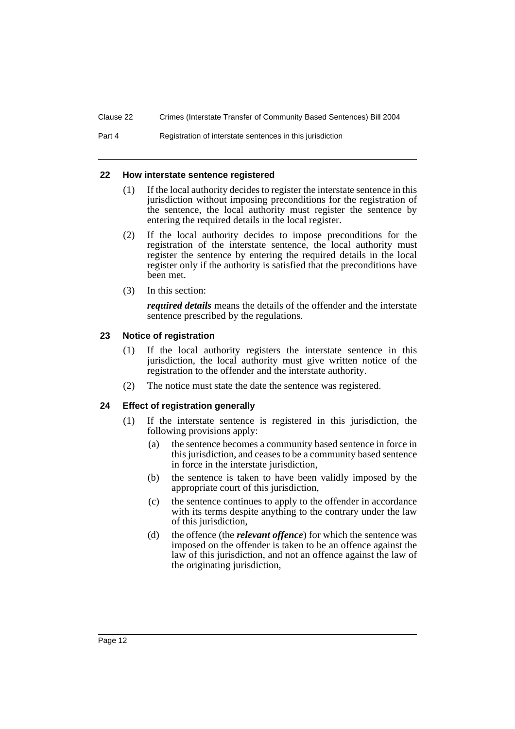### 22 How interstate sentence registered

(1) If the local authority decides to register the interstate sentence in this jurisdiction without imposing preconditions for the registration of the sentence, the local authority must register the sentence by entering the required details in the local register.

(2) If the local authority decides to impose preconditions for the registration of the interstate sentence, the local authority must register the sentence by entering the required details in the local register only if the authority is satisfied that the preconditions have been met.

(3) In this section:

***required details*** means the details of the offender and the interstate sentence prescribed by the regulations.

### 23 Notice of registration

(1) If the local authority registers the interstate sentence in this jurisdiction, the local authority must give written notice of the registration to the offender and the interstate authority.

(2) The notice must state the date the sentence was registered.

### 24 Effect of registration generally

(1) If the interstate sentence is registered in this jurisdiction, the following provisions apply:

- (a) the sentence becomes a community based sentence in force in this jurisdiction, and ceases to be a community based sentence in force in the interstate jurisdiction,
- (b) the sentence is taken to have been validly imposed by the appropriate court of this jurisdiction,
- (c) the sentence continues to apply to the offender in accordance with its terms despite anything to the contrary under the law of this jurisdiction,
- (d) the offence (the ***relevant offence***) for which the sentence was imposed on the offender is taken to be an offence against the law of this jurisdiction, and not an offence against the law of the originating jurisdiction,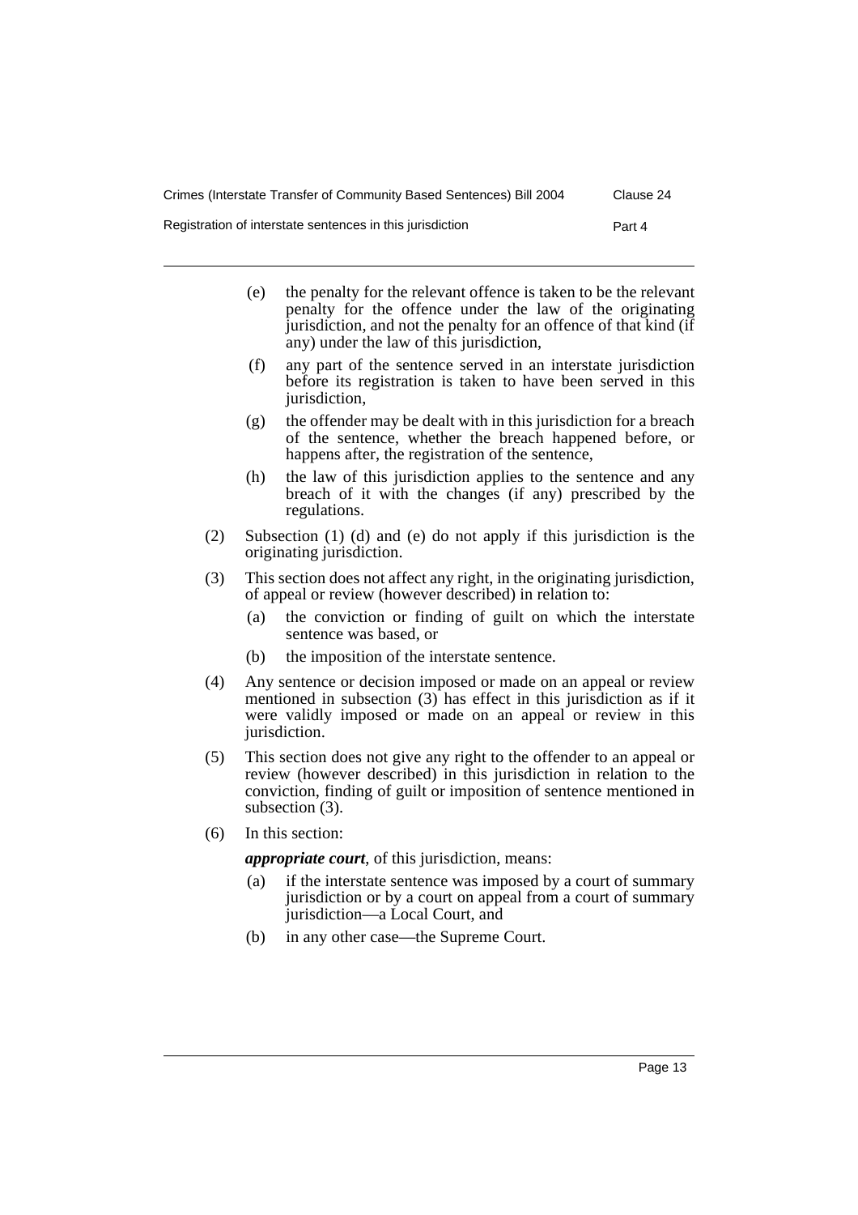(e) the penalty for the relevant offence is taken to be the relevant penalty for the offence under the law of the originating jurisdiction, and not the penalty for an offence of that kind (if any) under the law of this jurisdiction,

(f) any part of the sentence served in an interstate jurisdiction before its registration is taken to have been served in this jurisdiction,

(g) the offender may be dealt with in this jurisdiction for a breach of the sentence, whether the breach happened before, or happens after, the registration of the sentence,

(h) the law of this jurisdiction applies to the sentence and any breach of it with the changes (if any) prescribed by the regulations.

(2) Subsection (1) (d) and (e) do not apply if this jurisdiction is the originating jurisdiction.

(3) This section does not affect any right, in the originating jurisdiction, of appeal or review (however described) in relation to:

(a) the conviction or finding of guilt on which the interstate sentence was based, or

(b) the imposition of the interstate sentence.

(4) Any sentence or decision imposed or made on an appeal or review mentioned in subsection (3) has effect in this jurisdiction as if it were validly imposed or made on an appeal or review in this jurisdiction.

(5) This section does not give any right to the offender to an appeal or review (however described) in this jurisdiction in relation to the conviction, finding of guilt or imposition of sentence mentioned in subsection (3).

(6) In this section:

***appropriate court***, of this jurisdiction, means:

(a) if the interstate sentence was imposed by a court of summary jurisdiction or by a court on appeal from a court of summary jurisdiction—a Local Court, and

(b) in any other case—the Supreme Court.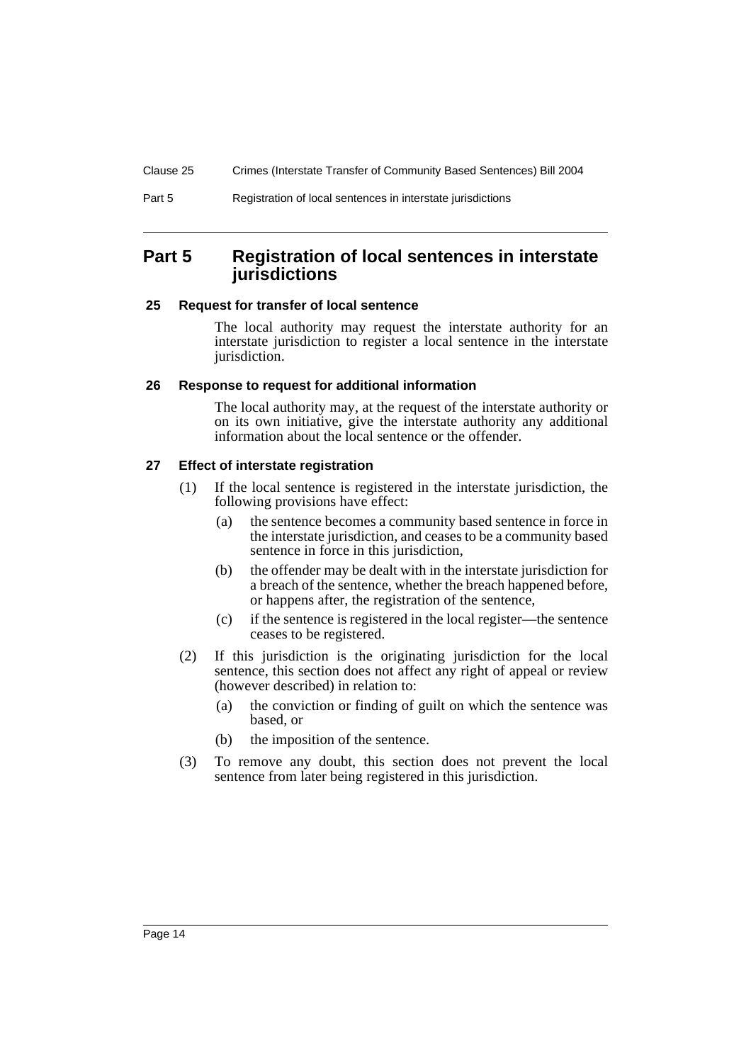## Part 5 Registration of local sentences in interstate jurisdictions

### 25 Request for transfer of local sentence

The local authority may request the interstate authority for an interstate jurisdiction to register a local sentence in the interstate jurisdiction.

### 26 Response to request for additional information

The local authority may, at the request of the interstate authority or on its own initiative, give the interstate authority any additional information about the local sentence or the offender.

### 27 Effect of interstate registration

(1) If the local sentence is registered in the interstate jurisdiction, the following provisions have effect:

- (a) the sentence becomes a community based sentence in force in the interstate jurisdiction, and ceases to be a community based sentence in force in this jurisdiction,
- (b) the offender may be dealt with in the interstate jurisdiction for a breach of the sentence, whether the breach happened before, or happens after, the registration of the sentence,
- (c) if the sentence is registered in the local register—the sentence ceases to be registered.

(2) If this jurisdiction is the originating jurisdiction for the local sentence, this section does not affect any right of appeal or review (however described) in relation to:

- (a) the conviction or finding of guilt on which the sentence was based, or
- (b) the imposition of the sentence.

(3) To remove any doubt, this section does not prevent the local sentence from later being registered in this jurisdiction.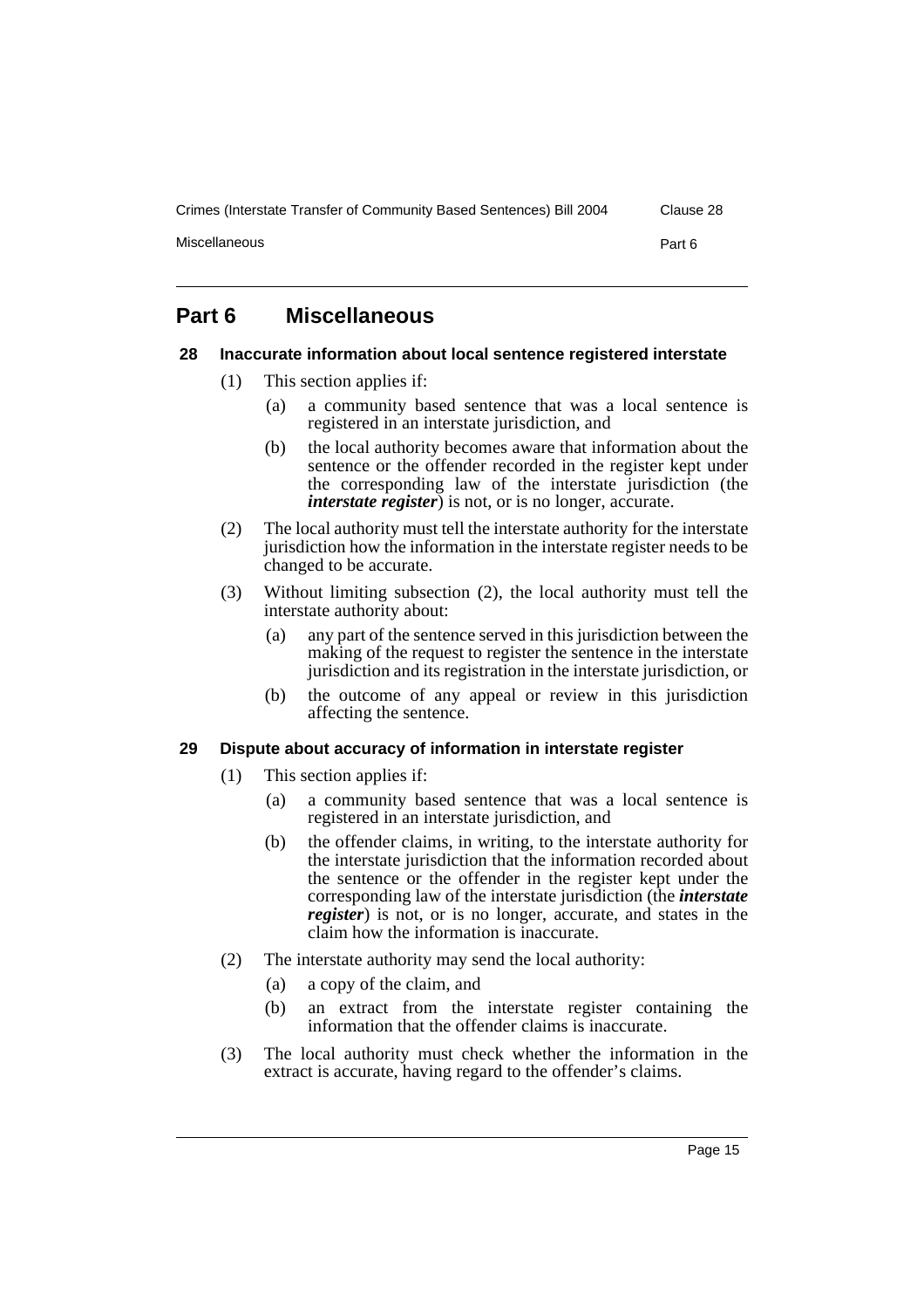## Part 6 Miscellaneous

### 28 Inaccurate information about local sentence registered interstate

(1) This section applies if:

(a) a community based sentence that was a local sentence is registered in an interstate jurisdiction, and

(b) the local authority becomes aware that information about the sentence or the offender recorded in the register kept under the corresponding law of the interstate jurisdiction (the ***interstate register***) is not, or is no longer, accurate.

(2) The local authority must tell the interstate authority for the interstate jurisdiction how the information in the interstate register needs to be changed to be accurate.

(3) Without limiting subsection (2), the local authority must tell the interstate authority about:

(a) any part of the sentence served in this jurisdiction between the making of the request to register the sentence in the interstate jurisdiction and its registration in the interstate jurisdiction, or

(b) the outcome of any appeal or review in this jurisdiction affecting the sentence.

### 29 Dispute about accuracy of information in interstate register

(1) This section applies if:

(a) a community based sentence that was a local sentence is registered in an interstate jurisdiction, and

(b) the offender claims, in writing, to the interstate authority for the interstate jurisdiction that the information recorded about the sentence or the offender in the register kept under the corresponding law of the interstate jurisdiction (the ***interstate register***) is not, or is no longer, accurate, and states in the claim how the information is inaccurate.

(2) The interstate authority may send the local authority:

(a) a copy of the claim, and

(b) an extract from the interstate register containing the information that the offender claims is inaccurate.

(3) The local authority must check whether the information in the extract is accurate, having regard to the offender's claims.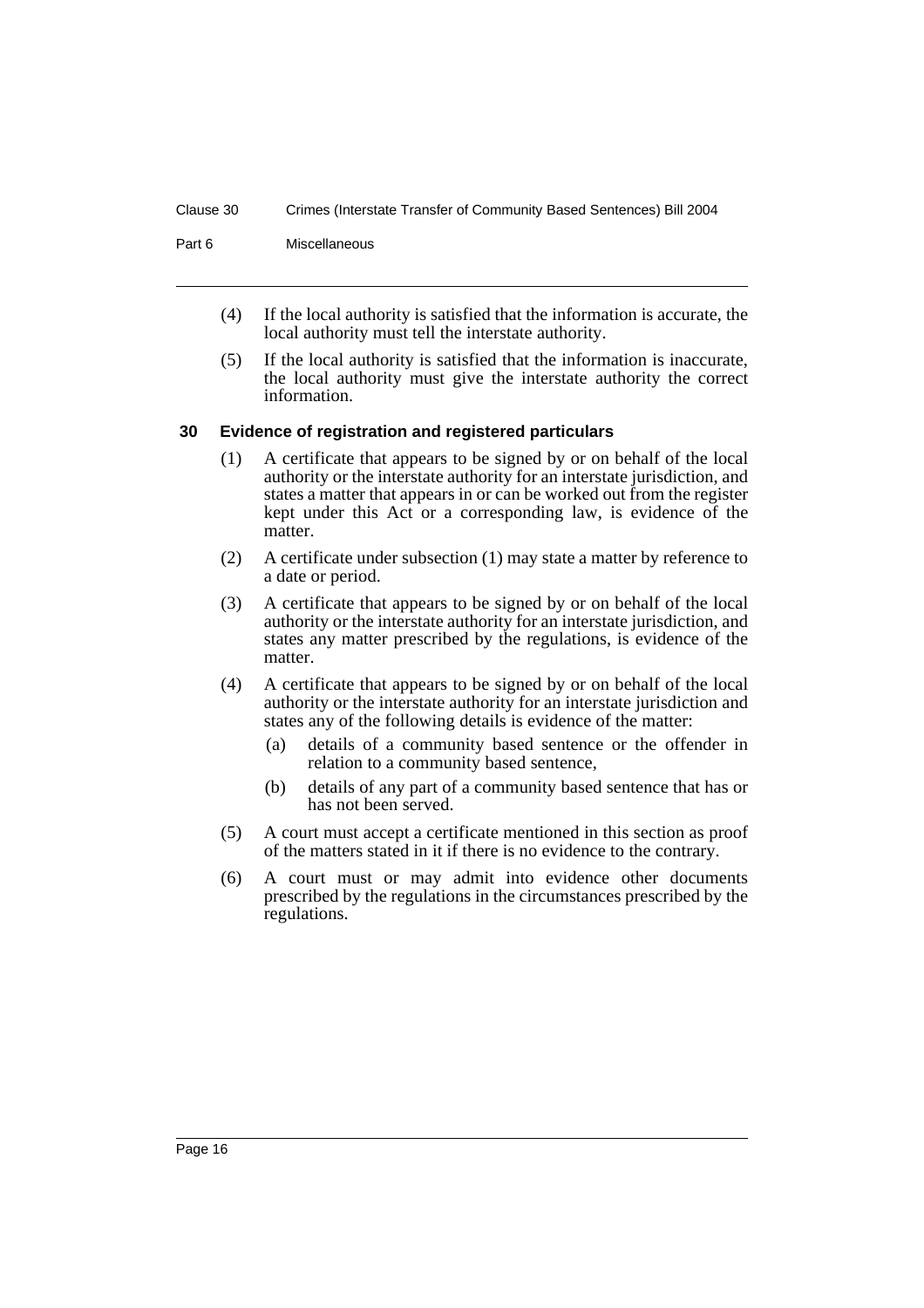(4) If the local authority is satisfied that the information is accurate, the local authority must tell the interstate authority.

(5) If the local authority is satisfied that the information is inaccurate, the local authority must give the interstate authority the correct information.

### 30 Evidence of registration and registered particulars

(1) A certificate that appears to be signed by or on behalf of the local authority or the interstate authority for an interstate jurisdiction, and states a matter that appears in or can be worked out from the register kept under this Act or a corresponding law, is evidence of the matter.

(2) A certificate under subsection (1) may state a matter by reference to a date or period.

(3) A certificate that appears to be signed by or on behalf of the local authority or the interstate authority for an interstate jurisdiction, and states any matter prescribed by the regulations, is evidence of the matter.

(4) A certificate that appears to be signed by or on behalf of the local authority or the interstate authority for an interstate jurisdiction and states any of the following details is evidence of the matter:

(a) details of a community based sentence or the offender in relation to a community based sentence,

(b) details of any part of a community based sentence that has or has not been served.

(5) A court must accept a certificate mentioned in this section as proof of the matters stated in it if there is no evidence to the contrary.

(6) A court must or may admit into evidence other documents prescribed by the regulations in the circumstances prescribed by the regulations.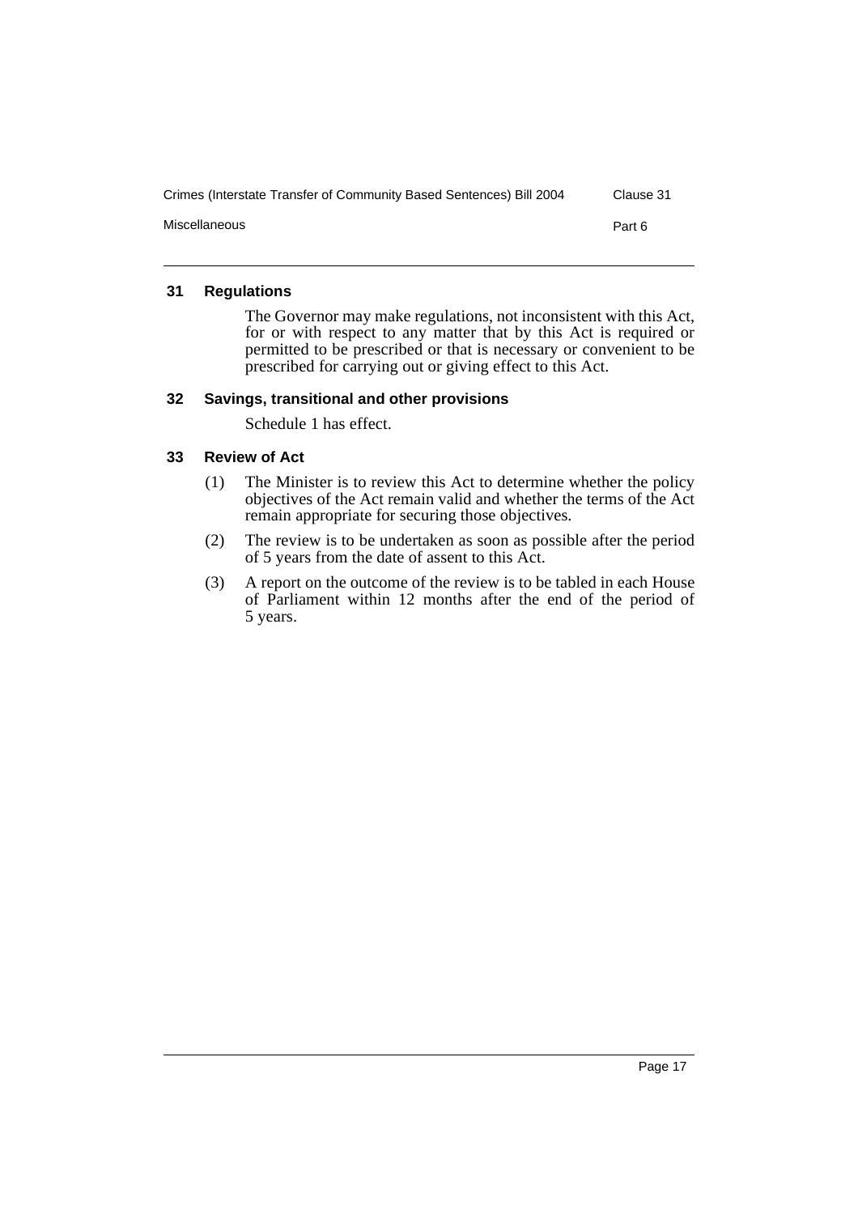### 31 Regulations

The Governor may make regulations, not inconsistent with this Act, for or with respect to any matter that by this Act is required or permitted to be prescribed or that is necessary or convenient to be prescribed for carrying out or giving effect to this Act.

### 32 Savings, transitional and other provisions

Schedule 1 has effect.

### 33 Review of Act

(1) The Minister is to review this Act to determine whether the policy objectives of the Act remain valid and whether the terms of the Act remain appropriate for securing those objectives.

(2) The review is to be undertaken as soon as possible after the period of 5 years from the date of assent to this Act.

(3) A report on the outcome of the review is to be tabled in each House of Parliament within 12 months after the end of the period of 5 years.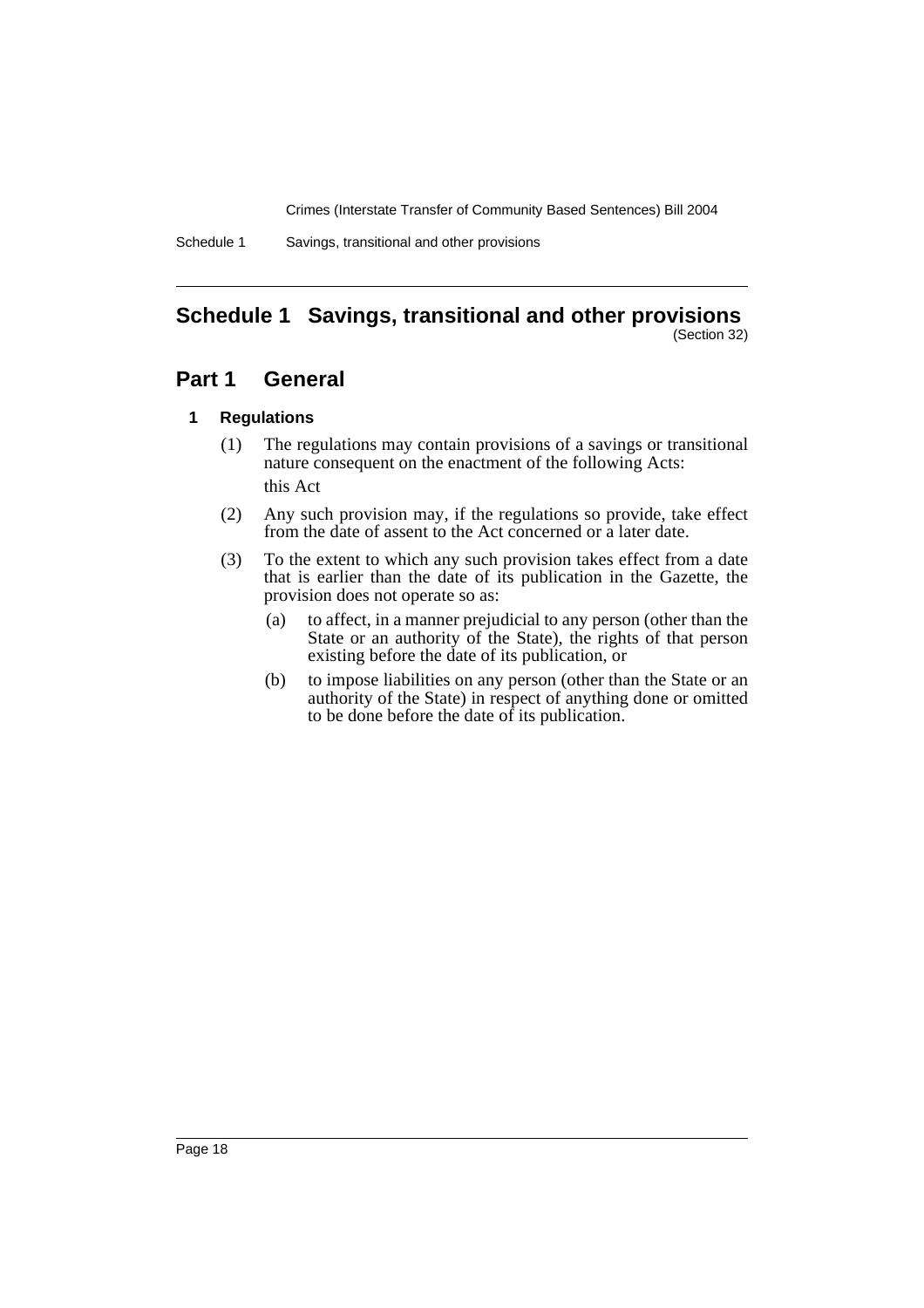# Schedule 1 Savings, transitional and other provisions

(Section 32)

## Part 1 General

### 1 Regulations

(1) The regulations may contain provisions of a savings or transitional nature consequent on the enactment of the following Acts:

this Act

(2) Any such provision may, if the regulations so provide, take effect from the date of assent to the Act concerned or a later date.

(3) To the extent to which any such provision takes effect from a date that is earlier than the date of its publication in the Gazette, the provision does not operate so as:

(a) to affect, in a manner prejudicial to any person (other than the State or an authority of the State), the rights of that person existing before the date of its publication, or

(b) to impose liabilities on any person (other than the State or an authority of the State) in respect of anything done or omitted to be done before the date of its publication.